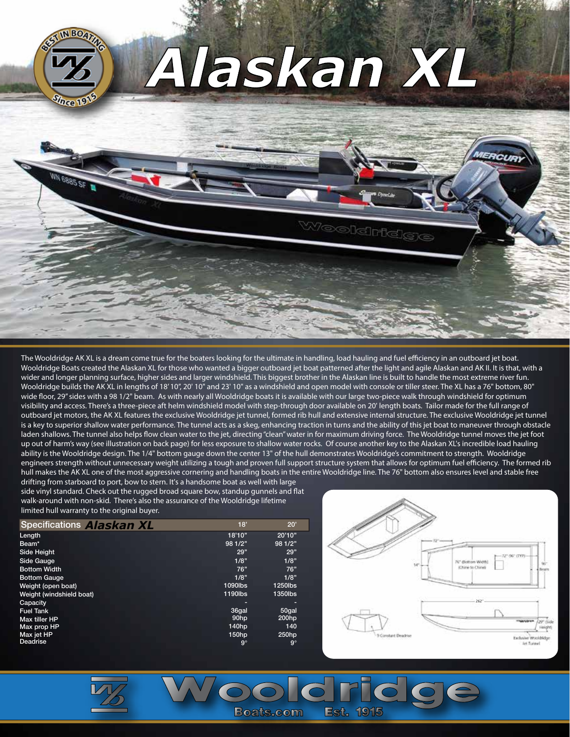# Alaskan XL

The Wooldridge AK XL is a dream come true for the boaters looking for the ultimate in handling, load hauling and fuel efficiency in an outboard jet boat. Wooldridge Boats created the Alaskan XL for those who wanted a bigger outboard jet boat patterned after the light and agile Alaskan and AK II. It is that, with a wider and longer planning surface, higher sides and larger windshield. This biggest brother in the Alaskan line is built to handle the most extreme river fun. Wooldridge builds the AK XL in lengths of 18' 10", 20' 10" and 23' 10" as a windshield and open model with console or tiller steer. The XL has a 76" bottom, 80" wide floor, 29" sides with a 98 1/2" beam. As with nearly all Wooldridge boats it is available with our large two-piece walk through windshield for optimum visibility and access. There's a three-piece aft helm windshield model with step-through door available on 20' length boats. Tailor made for the full range of outboard jet motors, the AK XL features the exclusive Wooldridge jet tunnel, formed rib hull and extensive internal structure. The exclusive Wooldridge jet tunnel is a key to superior shallow water performance. The tunnel acts as a skeg, enhancing traction in turns and the ability of this jet boat to maneuver through obstacle laden shallows. The tunnel also helps flow clean water to the jet, directing "clean" water in for maximum driving force. The Wooldridge tunnel moves the jet foot up out of harm's way (see illustration on back page) for less exposure to shallow water rocks. Of course another key to the Alaskan XL's incredible load hauling ability is the Wooldridge design. The 1/4" bottom gauge down the center 13" of the hull demonstrates Wooldridge's commitment to strength. Wooldridge engineers strength without unnecessary weight utilizing a tough and proven full support structure system that allows for optimum fuel efficiency. The formed rib hull makes the AK XL one of the most aggressive cornering and handling boats in the entire Wooldridge line. The 76" bottom also ensures level and stable free drifting from starboard to port, bow to stern. It's a handsome boat as well with large side vinyl standard. Check out the rugged broad square bow, standup gunnels and flat walk-around with non-skid. There's also the assurance of the Wooldridge lifetime limited hull warranty to the original buyer.

| Specifications ***Alaskan XL*** | 18' | 20' |
|---|---|---|
| Length | 18'10" | 20'10" |
| Beam* | 98 1/2" | 98 1/2" |
| Side Height | 29" | 29" |
| Side Gauge | 1/8" | 1/8" |
| Bottom Width | 76" | 76" |
| Bottom Gauge | 1/8" | 1/8" |
| Weight (open boat) | 1090lbs | 1250lbs |
| Weight (windshield boat) | 1190lbs | 1350lbs |
| Capacity | - | - |
| Fuel Tank | 36gal | 50gal |
| Max tiller HP | 90hp | 200hp |
| Max prop HP | 140hp | 140 |
| Max jet HP | 150hp | 250hp |
| Deadrise | 9° | 9° |

72"
72"-96" (TYP)
14"
76" (Bottom Width) (Chine to Chine)
96" Beam
262"
9 Constant Deadrise
29" (Side Height)
Exclusive Wooldridge Jet Tunnel

Wooldridge Boats.com Est. 1915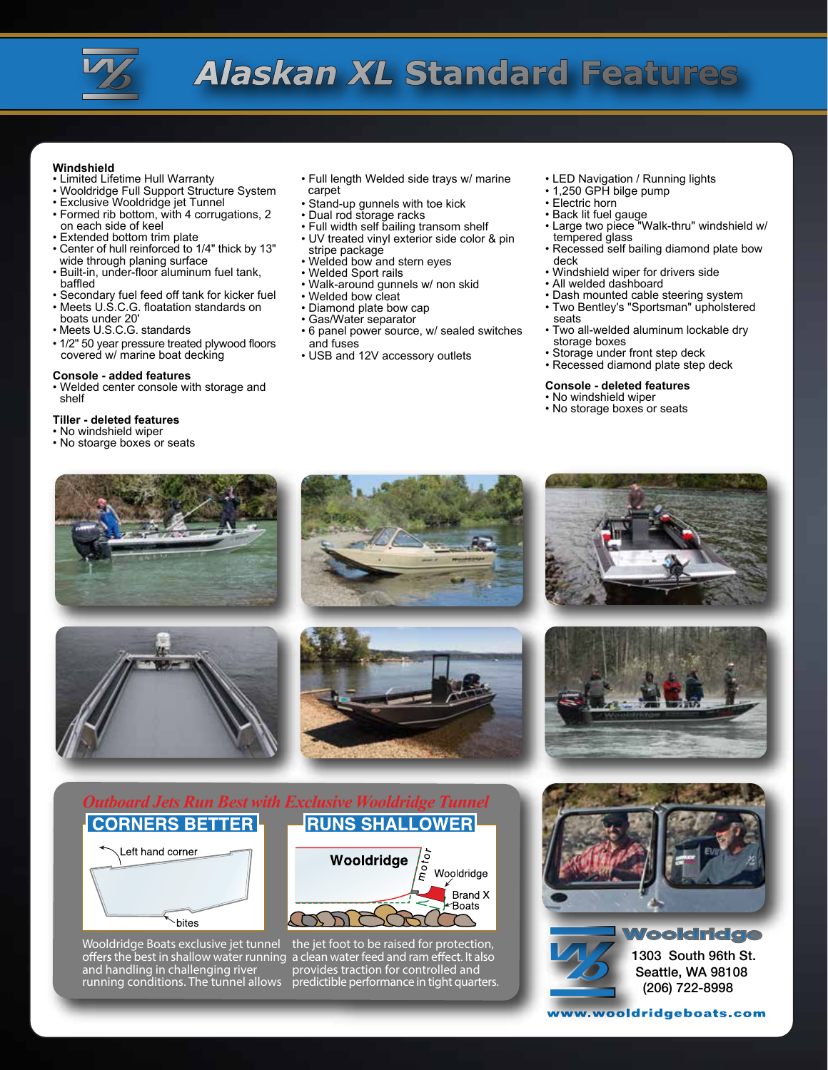# Alaskan XL Standard Features

**Windshield**

- Limited Lifetime Hull Warranty
- Wooldridge Full Support Structure System
- Exclusive Wooldridge jet Tunnel
- Formed rib bottom, with 4 corrugations, 2 on each side of keel
- Extended bottom trim plate
- Center of hull reinforced to 1/4" thick by 13" wide through planing surface
- Built-in, under-floor aluminum fuel tank, baffled
- Secondary fuel feed off tank for kicker fuel
- Meets U.S.C.G. floatation standards on boats under 20'
- Meets U.S.C.G. standards
- 1/2" 50 year pressure treated plywood floors covered w/ marine boat decking

**Console - added features**

- Welded center console with storage and shelf

**Tiller - deleted features**

- No windshield wiper
- No stoarge boxes or seats

- Full length Welded side trays w/ marine carpet
- Stand-up gunnels with toe kick
- Dual rod storage racks
- Full width self bailing transom shelf
- UV treated vinyl exterior side color & pin stripe package
- Welded bow and stern eyes
- Welded Sport rails
- Walk-around gunnels w/ non skid
- Welded bow cleat
- Diamond plate bow cap
- Gas/Water separator
- 6 panel power source, w/ sealed switches and fuses
- USB and 12V accessory outlets

- LED Navigation / Running lights
- 1,250 GPH bilge pump
- Electric horn
- Back lit fuel gauge
- Large two piece "Walk-thru" windshield w/ tempered glass
- Recessed self bailing diamond plate bow deck
- Windshield wiper for drivers side
- All welded dashboard
- Dash mounted cable steering system
- Two Bentley's "Sportsman" upholstered seats
- Two all-welded aluminum lockable dry storage boxes
- Storage under front step deck
- Recessed diamond plate step deck

**Console - deleted features**

- No windshield wiper
- No storage boxes or seats

*Outboard Jets Run Best with Exclusive Wooldridge Tunnel*

**CORNERS BETTER**

Left hand corner

bites

**RUNS SHALLOWER**

Wooldridge

motor

Wooldridge

Brand X Boats

Wooldridge Boats exclusive jet tunnel offers the best in shallow water running and handling in challenging river running conditions. The tunnel allows the jet foot to be raised for protection, a clean water feed and ram effect. It also provides traction for controlled and predictible performance in tight quarters.

Wooldridge
1303 South 96th St.
Seattle, WA 98108
(206) 722-8998

www.wooldridgeboats.com